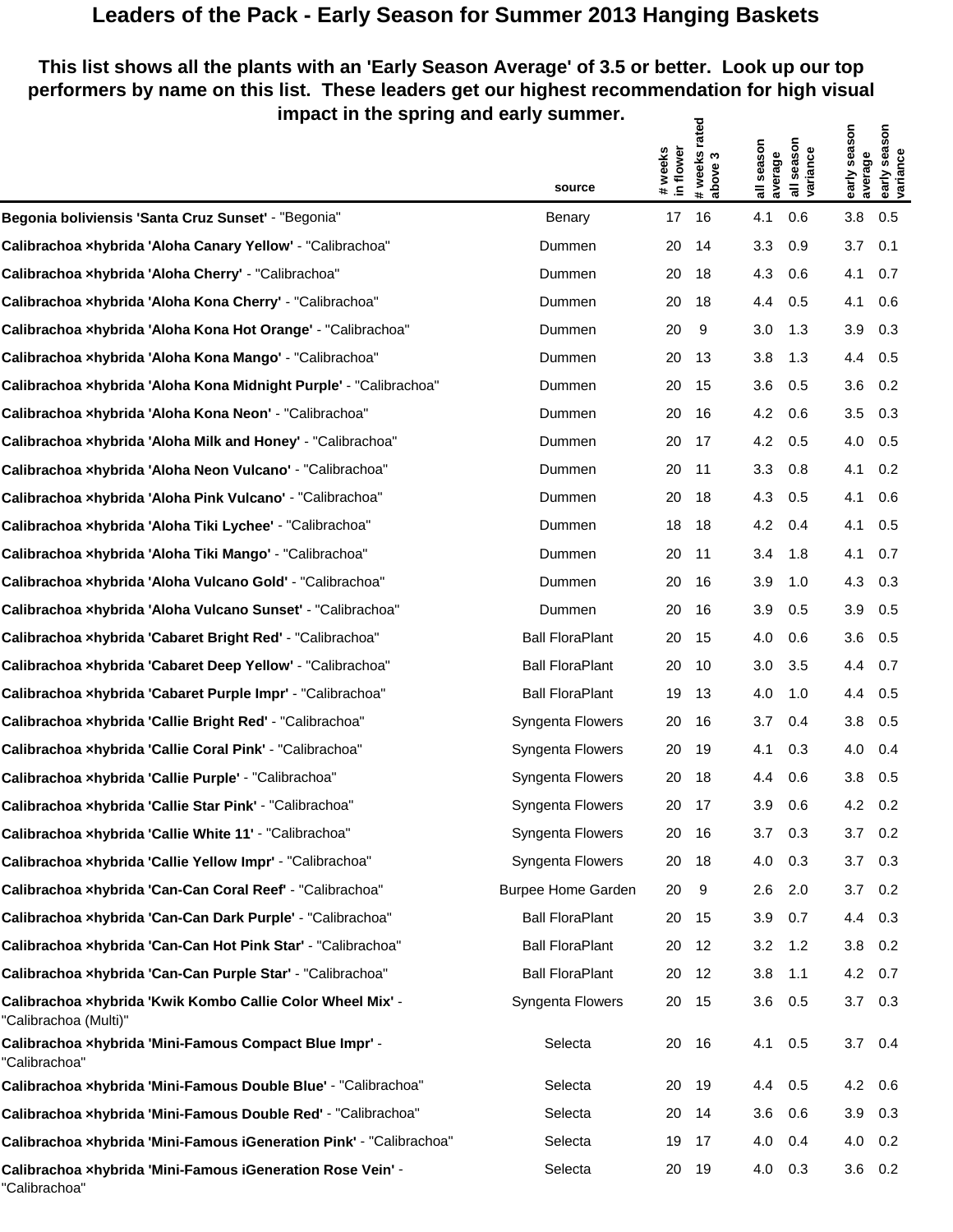# Leaders of the Pack - Early Season for Summer 2013 Hanging Baskets

**This list shows all the plants with an 'Early Season Average' of 3.5 or better. Look up our top performers by name on this list. These leaders get our highest recommendation for high visual impact in the spring and early summer.**

| | source | # weeks in flower | # weeks rated above 3 | all season average | all season variance | early season average | early season variance |
|---|---|---|---|---|---|---|---|
| **Begonia boliviensis 'Santa Cruz Sunset'** - "Begonia" | Benary | 17 | 16 | 4.1 | 0.6 | 3.8 | 0.5 |
| **Calibrachoa ×hybrida 'Aloha Canary Yellow'** - "Calibrachoa" | Dummen | 20 | 14 | 3.3 | 0.9 | 3.7 | 0.1 |
| **Calibrachoa ×hybrida 'Aloha Cherry'** - "Calibrachoa" | Dummen | 20 | 18 | 4.3 | 0.6 | 4.1 | 0.7 |
| **Calibrachoa ×hybrida 'Aloha Kona Cherry'** - "Calibrachoa" | Dummen | 20 | 18 | 4.4 | 0.5 | 4.1 | 0.6 |
| **Calibrachoa ×hybrida 'Aloha Kona Hot Orange'** - "Calibrachoa" | Dummen | 20 | 9 | 3.0 | 1.3 | 3.9 | 0.3 |
| **Calibrachoa ×hybrida 'Aloha Kona Mango'** - "Calibrachoa" | Dummen | 20 | 13 | 3.8 | 1.3 | 4.4 | 0.5 |
| **Calibrachoa ×hybrida 'Aloha Kona Midnight Purple'** - "Calibrachoa" | Dummen | 20 | 15 | 3.6 | 0.5 | 3.6 | 0.2 |
| **Calibrachoa ×hybrida 'Aloha Kona Neon'** - "Calibrachoa" | Dummen | 20 | 16 | 4.2 | 0.6 | 3.5 | 0.3 |
| **Calibrachoa ×hybrida 'Aloha Milk and Honey'** - "Calibrachoa" | Dummen | 20 | 17 | 4.2 | 0.5 | 4.0 | 0.5 |
| **Calibrachoa ×hybrida 'Aloha Neon Vulcano'** - "Calibrachoa" | Dummen | 20 | 11 | 3.3 | 0.8 | 4.1 | 0.2 |
| **Calibrachoa ×hybrida 'Aloha Pink Vulcano'** - "Calibrachoa" | Dummen | 20 | 18 | 4.3 | 0.5 | 4.1 | 0.6 |
| **Calibrachoa ×hybrida 'Aloha Tiki Lychee'** - "Calibrachoa" | Dummen | 18 | 18 | 4.2 | 0.4 | 4.1 | 0.5 |
| **Calibrachoa ×hybrida 'Aloha Tiki Mango'** - "Calibrachoa" | Dummen | 20 | 11 | 3.4 | 1.8 | 4.1 | 0.7 |
| **Calibrachoa ×hybrida 'Aloha Vulcano Gold'** - "Calibrachoa" | Dummen | 20 | 16 | 3.9 | 1.0 | 4.3 | 0.3 |
| **Calibrachoa ×hybrida 'Aloha Vulcano Sunset'** - "Calibrachoa" | Dummen | 20 | 16 | 3.9 | 0.5 | 3.9 | 0.5 |
| **Calibrachoa ×hybrida 'Cabaret Bright Red'** - "Calibrachoa" | Ball FloraPlant | 20 | 15 | 4.0 | 0.6 | 3.6 | 0.5 |
| **Calibrachoa ×hybrida 'Cabaret Deep Yellow'** - "Calibrachoa" | Ball FloraPlant | 20 | 10 | 3.0 | 3.5 | 4.4 | 0.7 |
| **Calibrachoa ×hybrida 'Cabaret Purple Impr'** - "Calibrachoa" | Ball FloraPlant | 19 | 13 | 4.0 | 1.0 | 4.4 | 0.5 |
| **Calibrachoa ×hybrida 'Callie Bright Red'** - "Calibrachoa" | Syngenta Flowers | 20 | 16 | 3.7 | 0.4 | 3.8 | 0.5 |
| **Calibrachoa ×hybrida 'Callie Coral Pink'** - "Calibrachoa" | Syngenta Flowers | 20 | 19 | 4.1 | 0.3 | 4.0 | 0.4 |
| **Calibrachoa ×hybrida 'Callie Purple'** - "Calibrachoa" | Syngenta Flowers | 20 | 18 | 4.4 | 0.6 | 3.8 | 0.5 |
| **Calibrachoa ×hybrida 'Callie Star Pink'** - "Calibrachoa" | Syngenta Flowers | 20 | 17 | 3.9 | 0.6 | 4.2 | 0.2 |
| **Calibrachoa ×hybrida 'Callie White 11'** - "Calibrachoa" | Syngenta Flowers | 20 | 16 | 3.7 | 0.3 | 3.7 | 0.2 |
| **Calibrachoa ×hybrida 'Callie Yellow Impr'** - "Calibrachoa" | Syngenta Flowers | 20 | 18 | 4.0 | 0.3 | 3.7 | 0.3 |
| **Calibrachoa ×hybrida 'Can-Can Coral Reef'** - "Calibrachoa" | Burpee Home Garden | 20 | 9 | 2.6 | 2.0 | 3.7 | 0.2 |
| **Calibrachoa ×hybrida 'Can-Can Dark Purple'** - "Calibrachoa" | Ball FloraPlant | 20 | 15 | 3.9 | 0.7 | 4.4 | 0.3 |
| **Calibrachoa ×hybrida 'Can-Can Hot Pink Star'** - "Calibrachoa" | Ball FloraPlant | 20 | 12 | 3.2 | 1.2 | 3.8 | 0.2 |
| **Calibrachoa ×hybrida 'Can-Can Purple Star'** - "Calibrachoa" | Ball FloraPlant | 20 | 12 | 3.8 | 1.1 | 4.2 | 0.7 |
| **Calibrachoa ×hybrida 'Kwik Kombo Callie Color Wheel Mix'** - "Calibrachoa (Multi)" | Syngenta Flowers | 20 | 15 | 3.6 | 0.5 | 3.7 | 0.3 |
| **Calibrachoa ×hybrida 'Mini-Famous Compact Blue Impr'** - "Calibrachoa" | Selecta | 20 | 16 | 4.1 | 0.5 | 3.7 | 0.4 |
| **Calibrachoa ×hybrida 'Mini-Famous Double Blue'** - "Calibrachoa" | Selecta | 20 | 19 | 4.4 | 0.5 | 4.2 | 0.6 |
| **Calibrachoa ×hybrida 'Mini-Famous Double Red'** - "Calibrachoa" | Selecta | 20 | 14 | 3.6 | 0.6 | 3.9 | 0.3 |
| **Calibrachoa ×hybrida 'Mini-Famous iGeneration Pink'** - "Calibrachoa" | Selecta | 19 | 17 | 4.0 | 0.4 | 4.0 | 0.2 |
| **Calibrachoa ×hybrida 'Mini-Famous iGeneration Rose Vein'** - "Calibrachoa" | Selecta | 20 | 19 | 4.0 | 0.3 | 3.6 | 0.2 |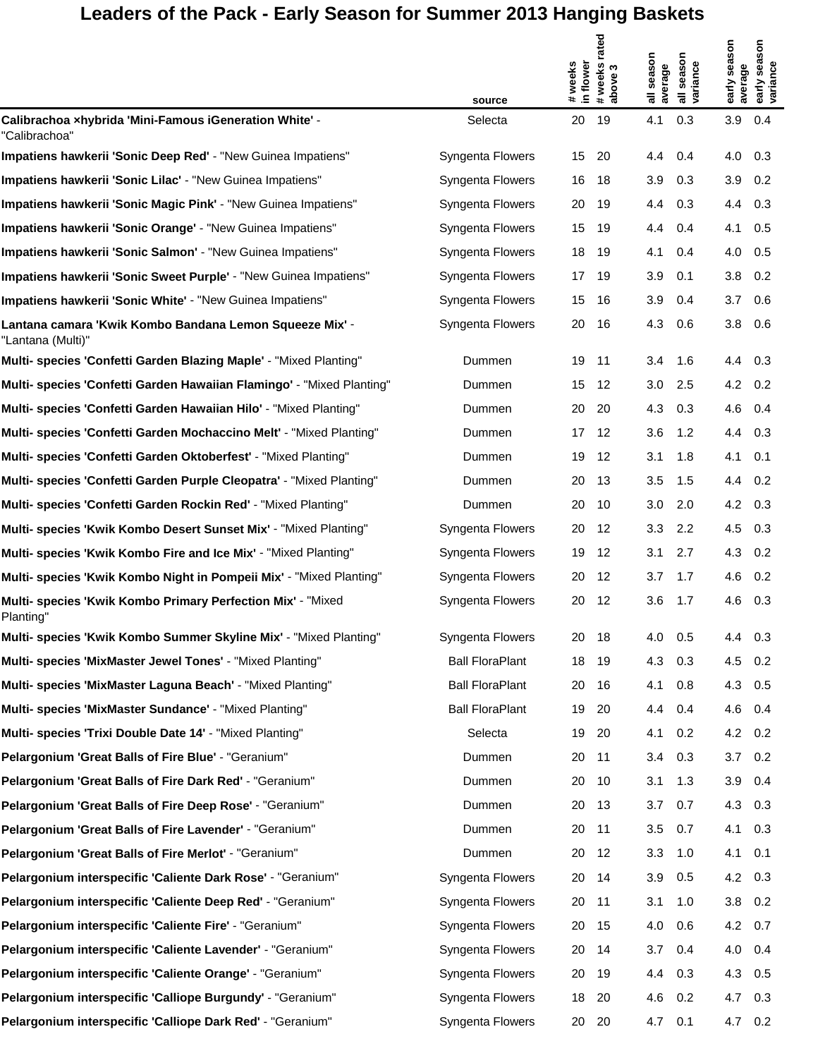# Leaders of the Pack - Early Season for Summer 2013 Hanging Baskets

| | source | # weeks in flower | # weeks rated above 3 | all season average | all season variance | early season average | early season variance |
|---|---|---|---|---|---|---|---|
| **Calibrachoa ×hybrida 'Mini-Famous iGeneration White'** - "Calibrachoa" | Selecta | 20 | 19 | 4.1 | 0.3 | 3.9 | 0.4 |
| **Impatiens hawkerii 'Sonic Deep Red'** - "New Guinea Impatiens" | Syngenta Flowers | 15 | 20 | 4.4 | 0.4 | 4.0 | 0.3 |
| **Impatiens hawkerii 'Sonic Lilac'** - "New Guinea Impatiens" | Syngenta Flowers | 16 | 18 | 3.9 | 0.3 | 3.9 | 0.2 |
| **Impatiens hawkerii 'Sonic Magic Pink'** - "New Guinea Impatiens" | Syngenta Flowers | 20 | 19 | 4.4 | 0.3 | 4.4 | 0.3 |
| **Impatiens hawkerii 'Sonic Orange'** - "New Guinea Impatiens" | Syngenta Flowers | 15 | 19 | 4.4 | 0.4 | 4.1 | 0.5 |
| **Impatiens hawkerii 'Sonic Salmon'** - "New Guinea Impatiens" | Syngenta Flowers | 18 | 19 | 4.1 | 0.4 | 4.0 | 0.5 |
| **Impatiens hawkerii 'Sonic Sweet Purple'** - "New Guinea Impatiens" | Syngenta Flowers | 17 | 19 | 3.9 | 0.1 | 3.8 | 0.2 |
| **Impatiens hawkerii 'Sonic White'** - "New Guinea Impatiens" | Syngenta Flowers | 15 | 16 | 3.9 | 0.4 | 3.7 | 0.6 |
| **Lantana camara 'Kwik Kombo Bandana Lemon Squeeze Mix'** - "Lantana (Multi)" | Syngenta Flowers | 20 | 16 | 4.3 | 0.6 | 3.8 | 0.6 |
| **Multi- species 'Confetti Garden Blazing Maple'** - "Mixed Planting" | Dummen | 19 | 11 | 3.4 | 1.6 | 4.4 | 0.3 |
| **Multi- species 'Confetti Garden Hawaiian Flamingo'** - "Mixed Planting" | Dummen | 15 | 12 | 3.0 | 2.5 | 4.2 | 0.2 |
| **Multi- species 'Confetti Garden Hawaiian Hilo'** - "Mixed Planting" | Dummen | 20 | 20 | 4.3 | 0.3 | 4.6 | 0.4 |
| **Multi- species 'Confetti Garden Mochaccino Melt'** - "Mixed Planting" | Dummen | 17 | 12 | 3.6 | 1.2 | 4.4 | 0.3 |
| **Multi- species 'Confetti Garden Oktoberfest'** - "Mixed Planting" | Dummen | 19 | 12 | 3.1 | 1.8 | 4.1 | 0.1 |
| **Multi- species 'Confetti Garden Purple Cleopatra'** - "Mixed Planting" | Dummen | 20 | 13 | 3.5 | 1.5 | 4.4 | 0.2 |
| **Multi- species 'Confetti Garden Rockin Red'** - "Mixed Planting" | Dummen | 20 | 10 | 3.0 | 2.0 | 4.2 | 0.3 |
| **Multi- species 'Kwik Kombo Desert Sunset Mix'** - "Mixed Planting" | Syngenta Flowers | 20 | 12 | 3.3 | 2.2 | 4.5 | 0.3 |
| **Multi- species 'Kwik Kombo Fire and Ice Mix'** - "Mixed Planting" | Syngenta Flowers | 19 | 12 | 3.1 | 2.7 | 4.3 | 0.2 |
| **Multi- species 'Kwik Kombo Night in Pompeii Mix'** - "Mixed Planting" | Syngenta Flowers | 20 | 12 | 3.7 | 1.7 | 4.6 | 0.2 |
| **Multi- species 'Kwik Kombo Primary Perfection Mix'** - "Mixed Planting" | Syngenta Flowers | 20 | 12 | 3.6 | 1.7 | 4.6 | 0.3 |
| **Multi- species 'Kwik Kombo Summer Skyline Mix'** - "Mixed Planting" | Syngenta Flowers | 20 | 18 | 4.0 | 0.5 | 4.4 | 0.3 |
| **Multi- species 'MixMaster Jewel Tones'** - "Mixed Planting" | Ball FloraPlant | 18 | 19 | 4.3 | 0.3 | 4.5 | 0.2 |
| **Multi- species 'MixMaster Laguna Beach'** - "Mixed Planting" | Ball FloraPlant | 20 | 16 | 4.1 | 0.8 | 4.3 | 0.5 |
| **Multi- species 'MixMaster Sundance'** - "Mixed Planting" | Ball FloraPlant | 19 | 20 | 4.4 | 0.4 | 4.6 | 0.4 |
| **Multi- species 'Trixi Double Date 14'** - "Mixed Planting" | Selecta | 19 | 20 | 4.1 | 0.2 | 4.2 | 0.2 |
| **Pelargonium 'Great Balls of Fire Blue'** - "Geranium" | Dummen | 20 | 11 | 3.4 | 0.3 | 3.7 | 0.2 |
| **Pelargonium 'Great Balls of Fire Dark Red'** - "Geranium" | Dummen | 20 | 10 | 3.1 | 1.3 | 3.9 | 0.4 |
| **Pelargonium 'Great Balls of Fire Deep Rose'** - "Geranium" | Dummen | 20 | 13 | 3.7 | 0.7 | 4.3 | 0.3 |
| **Pelargonium 'Great Balls of Fire Lavender'** - "Geranium" | Dummen | 20 | 11 | 3.5 | 0.7 | 4.1 | 0.3 |
| **Pelargonium 'Great Balls of Fire Merlot'** - "Geranium" | Dummen | 20 | 12 | 3.3 | 1.0 | 4.1 | 0.1 |
| **Pelargonium interspecific 'Caliente Dark Rose'** - "Geranium" | Syngenta Flowers | 20 | 14 | 3.9 | 0.5 | 4.2 | 0.3 |
| **Pelargonium interspecific 'Caliente Deep Red'** - "Geranium" | Syngenta Flowers | 20 | 11 | 3.1 | 1.0 | 3.8 | 0.2 |
| **Pelargonium interspecific 'Caliente Fire'** - "Geranium" | Syngenta Flowers | 20 | 15 | 4.0 | 0.6 | 4.2 | 0.7 |
| **Pelargonium interspecific 'Caliente Lavender'** - "Geranium" | Syngenta Flowers | 20 | 14 | 3.7 | 0.4 | 4.0 | 0.4 |
| **Pelargonium interspecific 'Caliente Orange'** - "Geranium" | Syngenta Flowers | 20 | 19 | 4.4 | 0.3 | 4.3 | 0.5 |
| **Pelargonium interspecific 'Calliope Burgundy'** - "Geranium" | Syngenta Flowers | 18 | 20 | 4.6 | 0.2 | 4.7 | 0.3 |
| **Pelargonium interspecific 'Calliope Dark Red'** - "Geranium" | Syngenta Flowers | 20 | 20 | 4.7 | 0.1 | 4.7 | 0.2 |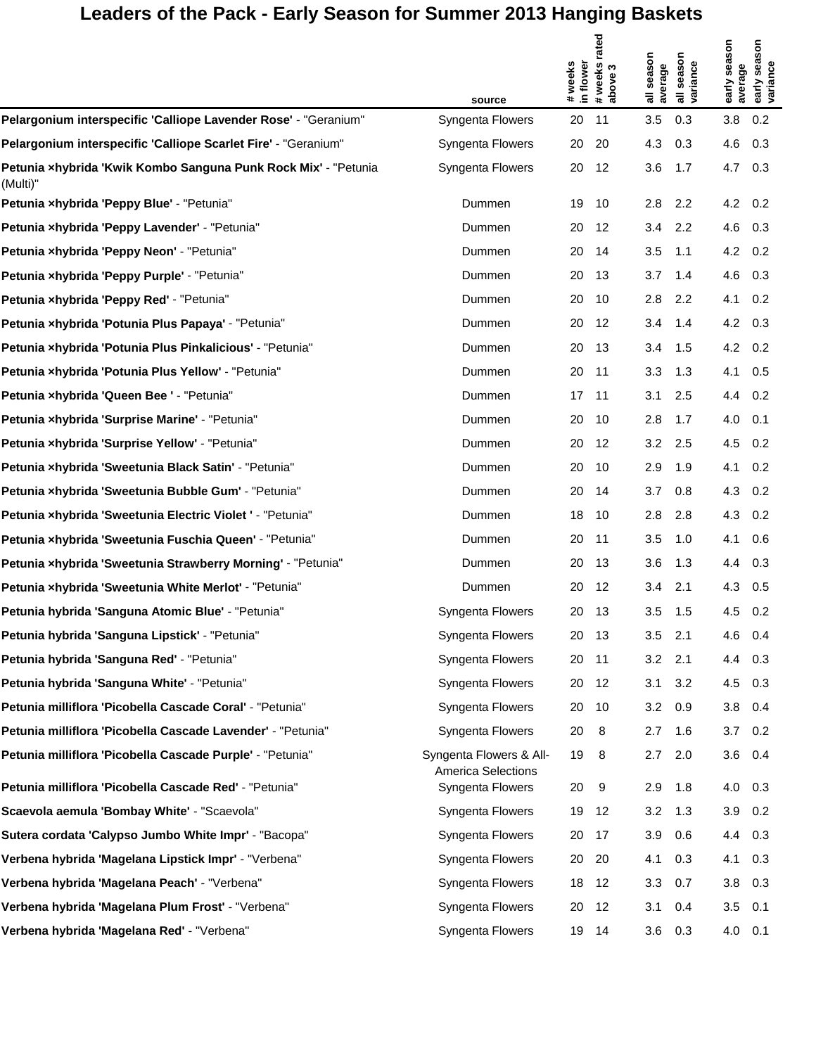# Leaders of the Pack - Early Season for Summer 2013 Hanging Baskets

| | source | # weeks in flower | # weeks rated above 3 | all season average | all season variance | early season average | early season variance |
|---|---|---|---|---|---|---|---|
| **Pelargonium interspecific 'Calliope Lavender Rose'** - "Geranium" | Syngenta Flowers | 20 | 11 | 3.5 | 0.3 | 3.8 | 0.2 |
| **Pelargonium interspecific 'Calliope Scarlet Fire'** - "Geranium" | Syngenta Flowers | 20 | 20 | 4.3 | 0.3 | 4.6 | 0.3 |
| **Petunia ×hybrida 'Kwik Kombo Sanguna Punk Rock Mix'** - "Petunia (Multi)" | Syngenta Flowers | 20 | 12 | 3.6 | 1.7 | 4.7 | 0.3 |
| **Petunia ×hybrida 'Peppy Blue'** - "Petunia" | Dummen | 19 | 10 | 2.8 | 2.2 | 4.2 | 0.2 |
| **Petunia ×hybrida 'Peppy Lavender'** - "Petunia" | Dummen | 20 | 12 | 3.4 | 2.2 | 4.6 | 0.3 |
| **Petunia ×hybrida 'Peppy Neon'** - "Petunia" | Dummen | 20 | 14 | 3.5 | 1.1 | 4.2 | 0.2 |
| **Petunia ×hybrida 'Peppy Purple'** - "Petunia" | Dummen | 20 | 13 | 3.7 | 1.4 | 4.6 | 0.3 |
| **Petunia ×hybrida 'Peppy Red'** - "Petunia" | Dummen | 20 | 10 | 2.8 | 2.2 | 4.1 | 0.2 |
| **Petunia ×hybrida 'Potunia Plus Papaya'** - "Petunia" | Dummen | 20 | 12 | 3.4 | 1.4 | 4.2 | 0.3 |
| **Petunia ×hybrida 'Potunia Plus Pinkalicious'** - "Petunia" | Dummen | 20 | 13 | 3.4 | 1.5 | 4.2 | 0.2 |
| **Petunia ×hybrida 'Potunia Plus Yellow'** - "Petunia" | Dummen | 20 | 11 | 3.3 | 1.3 | 4.1 | 0.5 |
| **Petunia ×hybrida 'Queen Bee '** - "Petunia" | Dummen | 17 | 11 | 3.1 | 2.5 | 4.4 | 0.2 |
| **Petunia ×hybrida 'Surprise Marine'** - "Petunia" | Dummen | 20 | 10 | 2.8 | 1.7 | 4.0 | 0.1 |
| **Petunia ×hybrida 'Surprise Yellow'** - "Petunia" | Dummen | 20 | 12 | 3.2 | 2.5 | 4.5 | 0.2 |
| **Petunia ×hybrida 'Sweetunia Black Satin'** - "Petunia" | Dummen | 20 | 10 | 2.9 | 1.9 | 4.1 | 0.2 |
| **Petunia ×hybrida 'Sweetunia Bubble Gum'** - "Petunia" | Dummen | 20 | 14 | 3.7 | 0.8 | 4.3 | 0.2 |
| **Petunia ×hybrida 'Sweetunia Electric Violet '** - "Petunia" | Dummen | 18 | 10 | 2.8 | 2.8 | 4.3 | 0.2 |
| **Petunia ×hybrida 'Sweetunia Fuschia Queen'** - "Petunia" | Dummen | 20 | 11 | 3.5 | 1.0 | 4.1 | 0.6 |
| **Petunia ×hybrida 'Sweetunia Strawberry Morning'** - "Petunia" | Dummen | 20 | 13 | 3.6 | 1.3 | 4.4 | 0.3 |
| **Petunia ×hybrida 'Sweetunia White Merlot'** - "Petunia" | Dummen | 20 | 12 | 3.4 | 2.1 | 4.3 | 0.5 |
| **Petunia hybrida 'Sanguna Atomic Blue'** - "Petunia" | Syngenta Flowers | 20 | 13 | 3.5 | 1.5 | 4.5 | 0.2 |
| **Petunia hybrida 'Sanguna Lipstick'** - "Petunia" | Syngenta Flowers | 20 | 13 | 3.5 | 2.1 | 4.6 | 0.4 |
| **Petunia hybrida 'Sanguna Red'** - "Petunia" | Syngenta Flowers | 20 | 11 | 3.2 | 2.1 | 4.4 | 0.3 |
| **Petunia hybrida 'Sanguna White'** - "Petunia" | Syngenta Flowers | 20 | 12 | 3.1 | 3.2 | 4.5 | 0.3 |
| **Petunia milliflora 'Picobella Cascade Coral'** - "Petunia" | Syngenta Flowers | 20 | 10 | 3.2 | 0.9 | 3.8 | 0.4 |
| **Petunia milliflora 'Picobella Cascade Lavender'** - "Petunia" | Syngenta Flowers | 20 | 8 | 2.7 | 1.6 | 3.7 | 0.2 |
| **Petunia milliflora 'Picobella Cascade Purple'** - "Petunia" | Syngenta Flowers & All-America Selections | 19 | 8 | 2.7 | 2.0 | 3.6 | 0.4 |
| **Petunia milliflora 'Picobella Cascade Red'** - "Petunia" | Syngenta Flowers | 20 | 9 | 2.9 | 1.8 | 4.0 | 0.3 |
| **Scaevola aemula 'Bombay White'** - "Scaevola" | Syngenta Flowers | 19 | 12 | 3.2 | 1.3 | 3.9 | 0.2 |
| **Sutera cordata 'Calypso Jumbo White Impr'** - "Bacopa" | Syngenta Flowers | 20 | 17 | 3.9 | 0.6 | 4.4 | 0.3 |
| **Verbena hybrida 'Magelana Lipstick Impr'** - "Verbena" | Syngenta Flowers | 20 | 20 | 4.1 | 0.3 | 4.1 | 0.3 |
| **Verbena hybrida 'Magelana Peach'** - "Verbena" | Syngenta Flowers | 18 | 12 | 3.3 | 0.7 | 3.8 | 0.3 |
| **Verbena hybrida 'Magelana Plum Frost'** - "Verbena" | Syngenta Flowers | 20 | 12 | 3.1 | 0.4 | 3.5 | 0.1 |
| **Verbena hybrida 'Magelana Red'** - "Verbena" | Syngenta Flowers | 19 | 14 | 3.6 | 0.3 | 4.0 | 0.1 |